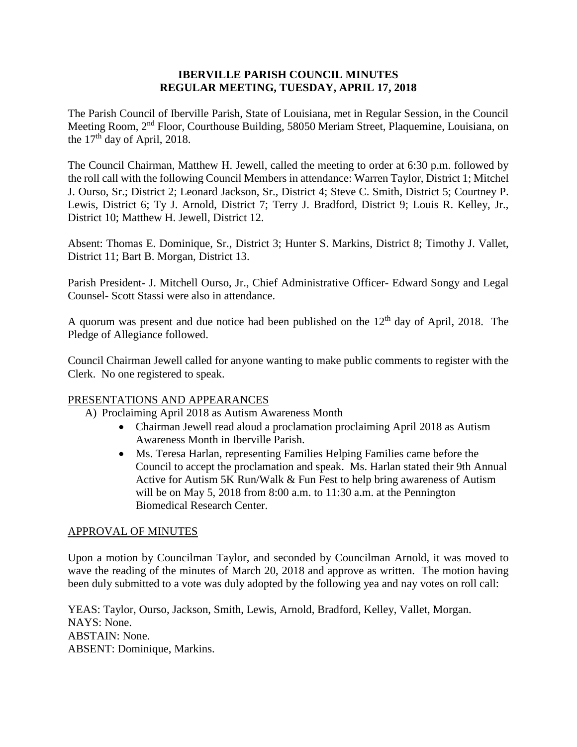**IBERVILLE PARISH COUNCIL MINUTES**
**REGULAR MEETING, TUESDAY, APRIL 17, 2018**

The Parish Council of Iberville Parish, State of Louisiana, met in Regular Session, in the Council Meeting Room, 2nd Floor, Courthouse Building, 58050 Meriam Street, Plaquemine, Louisiana, on the 17th day of April, 2018.

The Council Chairman, Matthew H. Jewell, called the meeting to order at 6:30 p.m. followed by the roll call with the following Council Members in attendance: Warren Taylor, District 1; Mitchel J. Ourso, Sr.; District 2; Leonard Jackson, Sr., District 4; Steve C. Smith, District 5; Courtney P. Lewis, District 6; Ty J. Arnold, District 7; Terry J. Bradford, District 9; Louis R. Kelley, Jr., District 10; Matthew H. Jewell, District 12.

Absent: Thomas E. Dominique, Sr., District 3; Hunter S. Markins, District 8; Timothy J. Vallet, District 11; Bart B. Morgan, District 13.

Parish President- J. Mitchell Ourso, Jr., Chief Administrative Officer- Edward Songy and Legal Counsel- Scott Stassi were also in attendance.

A quorum was present and due notice had been published on the 12th day of April, 2018. The Pledge of Allegiance followed.

Council Chairman Jewell called for anyone wanting to make public comments to register with the Clerk. No one registered to speak.

PRESENTATIONS AND APPEARANCES

A) Proclaiming April 2018 as Autism Awareness Month
   - Chairman Jewell read aloud a proclamation proclaiming April 2018 as Autism Awareness Month in Iberville Parish.
   - Ms. Teresa Harlan, representing Families Helping Families came before the Council to accept the proclamation and speak. Ms. Harlan stated their 9th Annual Active for Autism 5K Run/Walk & Fun Fest to help bring awareness of Autism will be on May 5, 2018 from 8:00 a.m. to 11:30 a.m. at the Pennington Biomedical Research Center.

APPROVAL OF MINUTES

Upon a motion by Councilman Taylor, and seconded by Councilman Arnold, it was moved to wave the reading of the minutes of March 20, 2018 and approve as written. The motion having been duly submitted to a vote was duly adopted by the following yea and nay votes on roll call:

YEAS: Taylor, Ourso, Jackson, Smith, Lewis, Arnold, Bradford, Kelley, Vallet, Morgan.
NAYS: None.
ABSTAIN: None.
ABSENT: Dominique, Markins.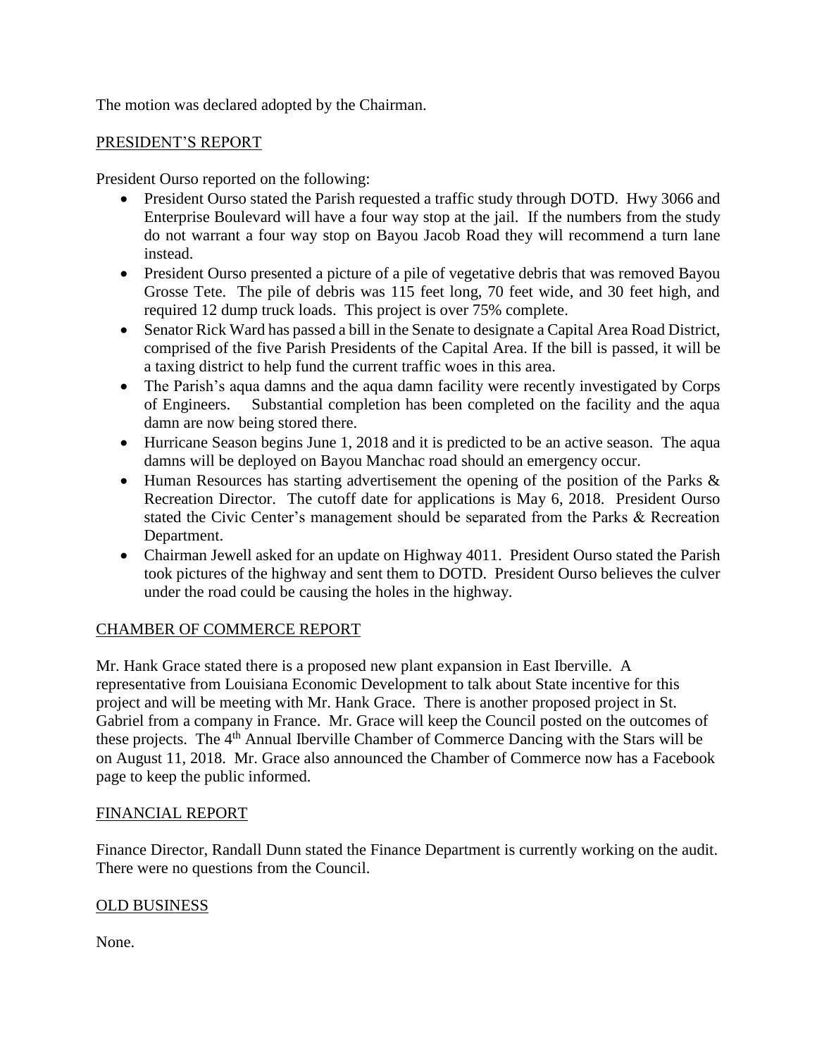The motion was declared adopted by the Chairman.

## PRESIDENT'S REPORT

President Ourso reported on the following:

- President Ourso stated the Parish requested a traffic study through DOTD. Hwy 3066 and Enterprise Boulevard will have a four way stop at the jail. If the numbers from the study do not warrant a four way stop on Bayou Jacob Road they will recommend a turn lane instead.
- President Ourso presented a picture of a pile of vegetative debris that was removed Bayou Grosse Tete. The pile of debris was 115 feet long, 70 feet wide, and 30 feet high, and required 12 dump truck loads. This project is over 75% complete.
- Senator Rick Ward has passed a bill in the Senate to designate a Capital Area Road District, comprised of the five Parish Presidents of the Capital Area. If the bill is passed, it will be a taxing district to help fund the current traffic woes in this area.
- The Parish's aqua damns and the aqua damn facility were recently investigated by Corps of Engineers. Substantial completion has been completed on the facility and the aqua damn are now being stored there.
- Hurricane Season begins June 1, 2018 and it is predicted to be an active season. The aqua damns will be deployed on Bayou Manchac road should an emergency occur.
- Human Resources has starting advertisement the opening of the position of the Parks & Recreation Director. The cutoff date for applications is May 6, 2018. President Ourso stated the Civic Center's management should be separated from the Parks & Recreation Department.
- Chairman Jewell asked for an update on Highway 4011. President Ourso stated the Parish took pictures of the highway and sent them to DOTD. President Ourso believes the culver under the road could be causing the holes in the highway.

## CHAMBER OF COMMERCE REPORT

Mr. Hank Grace stated there is a proposed new plant expansion in East Iberville. A representative from Louisiana Economic Development to talk about State incentive for this project and will be meeting with Mr. Hank Grace. There is another proposed project in St. Gabriel from a company in France. Mr. Grace will keep the Council posted on the outcomes of these projects. The 4th Annual Iberville Chamber of Commerce Dancing with the Stars will be on August 11, 2018. Mr. Grace also announced the Chamber of Commerce now has a Facebook page to keep the public informed.

## FINANCIAL REPORT

Finance Director, Randall Dunn stated the Finance Department is currently working on the audit. There were no questions from the Council.

## OLD BUSINESS

None.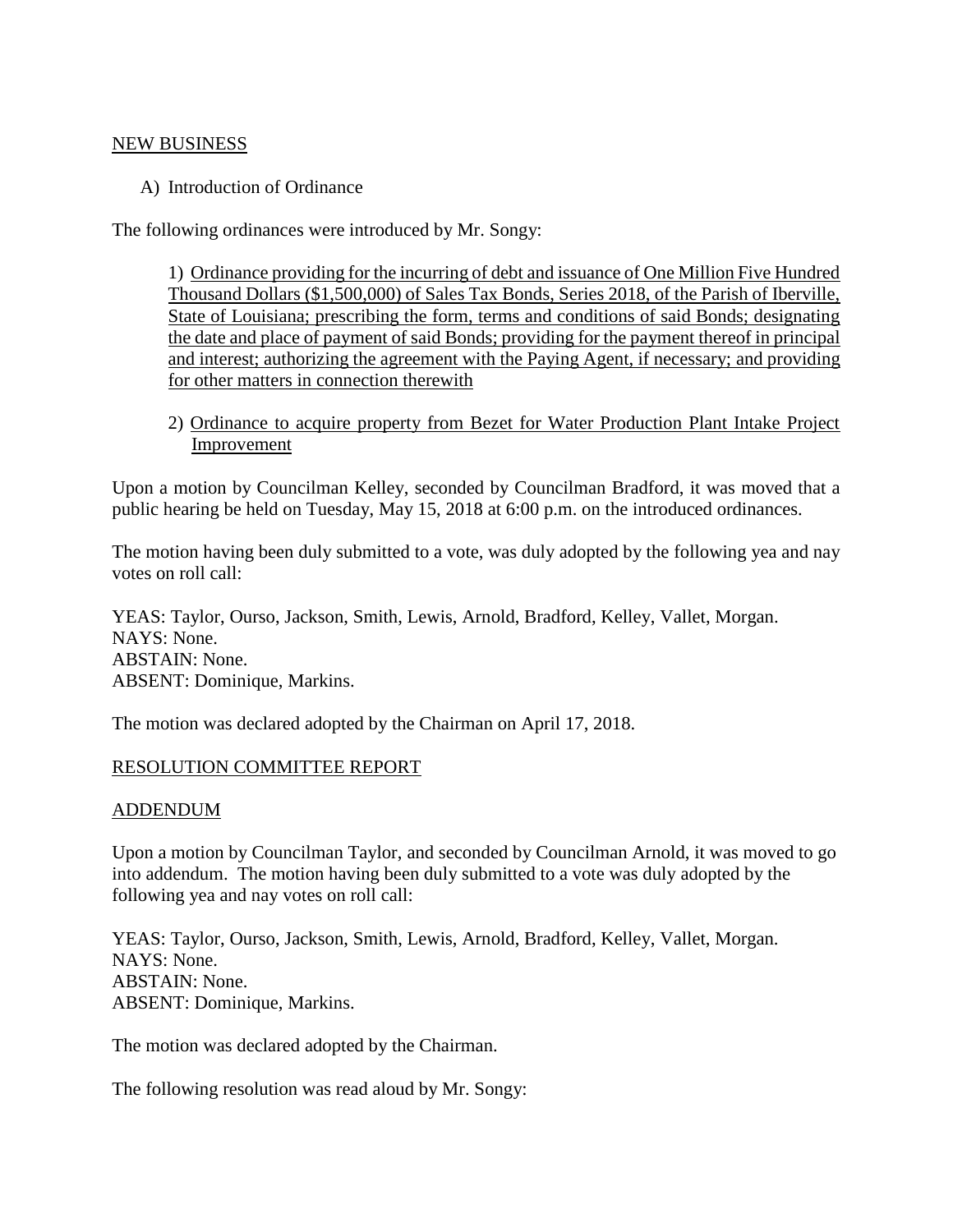NEW BUSINESS

A) Introduction of Ordinance

The following ordinances were introduced by Mr. Songy:

1) Ordinance providing for the incurring of debt and issuance of One Million Five Hundred Thousand Dollars ($1,500,000) of Sales Tax Bonds, Series 2018, of the Parish of Iberville, State of Louisiana; prescribing the form, terms and conditions of said Bonds; designating the date and place of payment of said Bonds; providing for the payment thereof in principal and interest; authorizing the agreement with the Paying Agent, if necessary; and providing for other matters in connection therewith

2) Ordinance to acquire property from Bezet for Water Production Plant Intake Project Improvement

Upon a motion by Councilman Kelley, seconded by Councilman Bradford, it was moved that a public hearing be held on Tuesday, May 15, 2018 at 6:00 p.m. on the introduced ordinances.

The motion having been duly submitted to a vote, was duly adopted by the following yea and nay votes on roll call:

YEAS: Taylor, Ourso, Jackson, Smith, Lewis, Arnold, Bradford, Kelley, Vallet, Morgan.
NAYS: None.
ABSTAIN: None.
ABSENT: Dominique, Markins.

The motion was declared adopted by the Chairman on April 17, 2018.

RESOLUTION COMMITTEE REPORT

ADDENDUM

Upon a motion by Councilman Taylor, and seconded by Councilman Arnold, it was moved to go into addendum. The motion having been duly submitted to a vote was duly adopted by the following yea and nay votes on roll call:

YEAS: Taylor, Ourso, Jackson, Smith, Lewis, Arnold, Bradford, Kelley, Vallet, Morgan.
NAYS: None.
ABSTAIN: None.
ABSENT: Dominique, Markins.

The motion was declared adopted by the Chairman.

The following resolution was read aloud by Mr. Songy: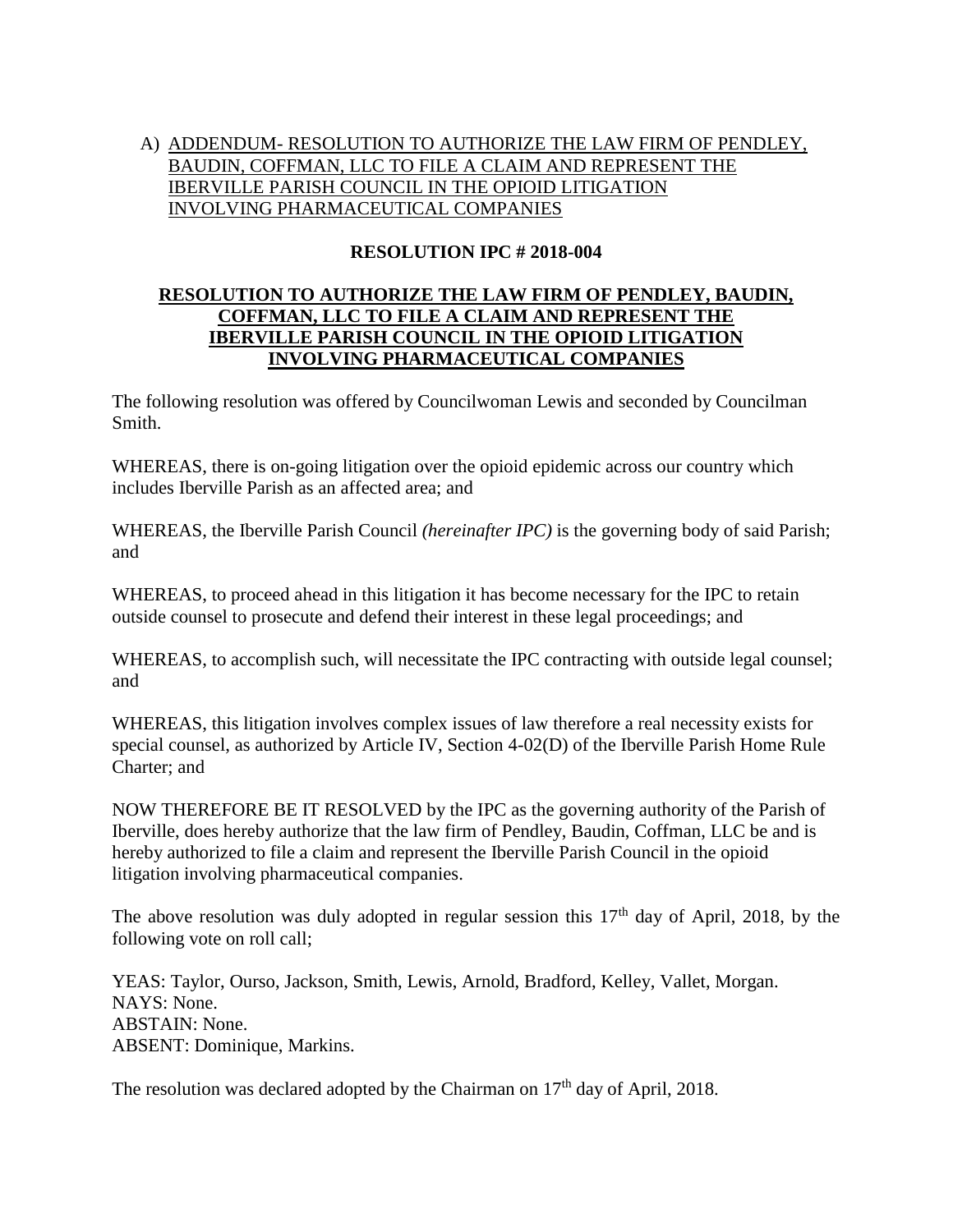A) ADDENDUM- RESOLUTION TO AUTHORIZE THE LAW FIRM OF PENDLEY, BAUDIN, COFFMAN, LLC TO FILE A CLAIM AND REPRESENT THE IBERVILLE PARISH COUNCIL IN THE OPIOID LITIGATION INVOLVING PHARMACEUTICAL COMPANIES

**RESOLUTION IPC # 2018-004**

**RESOLUTION TO AUTHORIZE THE LAW FIRM OF PENDLEY, BAUDIN, COFFMAN, LLC TO FILE A CLAIM AND REPRESENT THE IBERVILLE PARISH COUNCIL IN THE OPIOID LITIGATION INVOLVING PHARMACEUTICAL COMPANIES**

The following resolution was offered by Councilwoman Lewis and seconded by Councilman Smith.

WHEREAS, there is on-going litigation over the opioid epidemic across our country which includes Iberville Parish as an affected area; and

WHEREAS, the Iberville Parish Council *(hereinafter IPC)* is the governing body of said Parish; and

WHEREAS, to proceed ahead in this litigation it has become necessary for the IPC to retain outside counsel to prosecute and defend their interest in these legal proceedings; and

WHEREAS, to accomplish such, will necessitate the IPC contracting with outside legal counsel; and

WHEREAS, this litigation involves complex issues of law therefore a real necessity exists for special counsel, as authorized by Article IV, Section 4-02(D) of the Iberville Parish Home Rule Charter; and

NOW THEREFORE BE IT RESOLVED by the IPC as the governing authority of the Parish of Iberville, does hereby authorize that the law firm of Pendley, Baudin, Coffman, LLC be and is hereby authorized to file a claim and represent the Iberville Parish Council in the opioid litigation involving pharmaceutical companies.

The above resolution was duly adopted in regular session this 17th day of April, 2018, by the following vote on roll call;

YEAS: Taylor, Ourso, Jackson, Smith, Lewis, Arnold, Bradford, Kelley, Vallet, Morgan.
NAYS: None.
ABSTAIN: None.
ABSENT: Dominique, Markins.

The resolution was declared adopted by the Chairman on 17th day of April, 2018.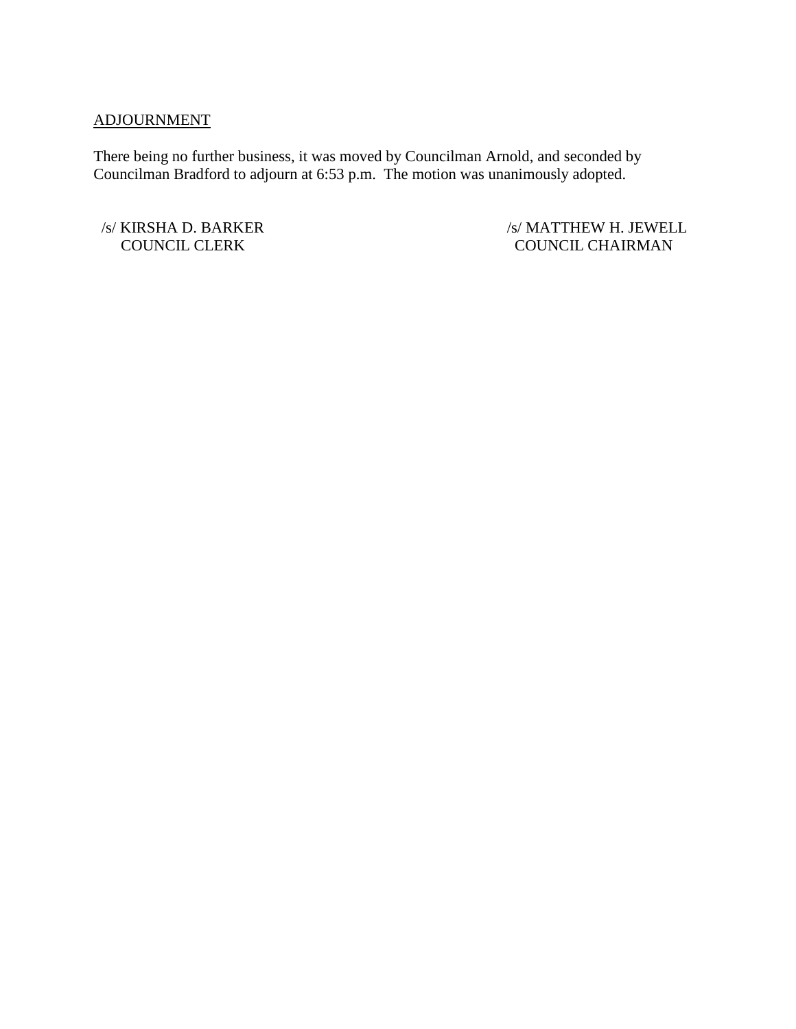## ADJOURNMENT

There being no further business, it was moved by Councilman Arnold, and seconded by Councilman Bradford to adjourn at 6:53 p.m. The motion was unanimously adopted.

| | |
|---|---|
| /s/ KIRSHA D. BARKER | /s/ MATTHEW H. JEWELL |
| COUNCIL CLERK | COUNCIL CHAIRMAN |